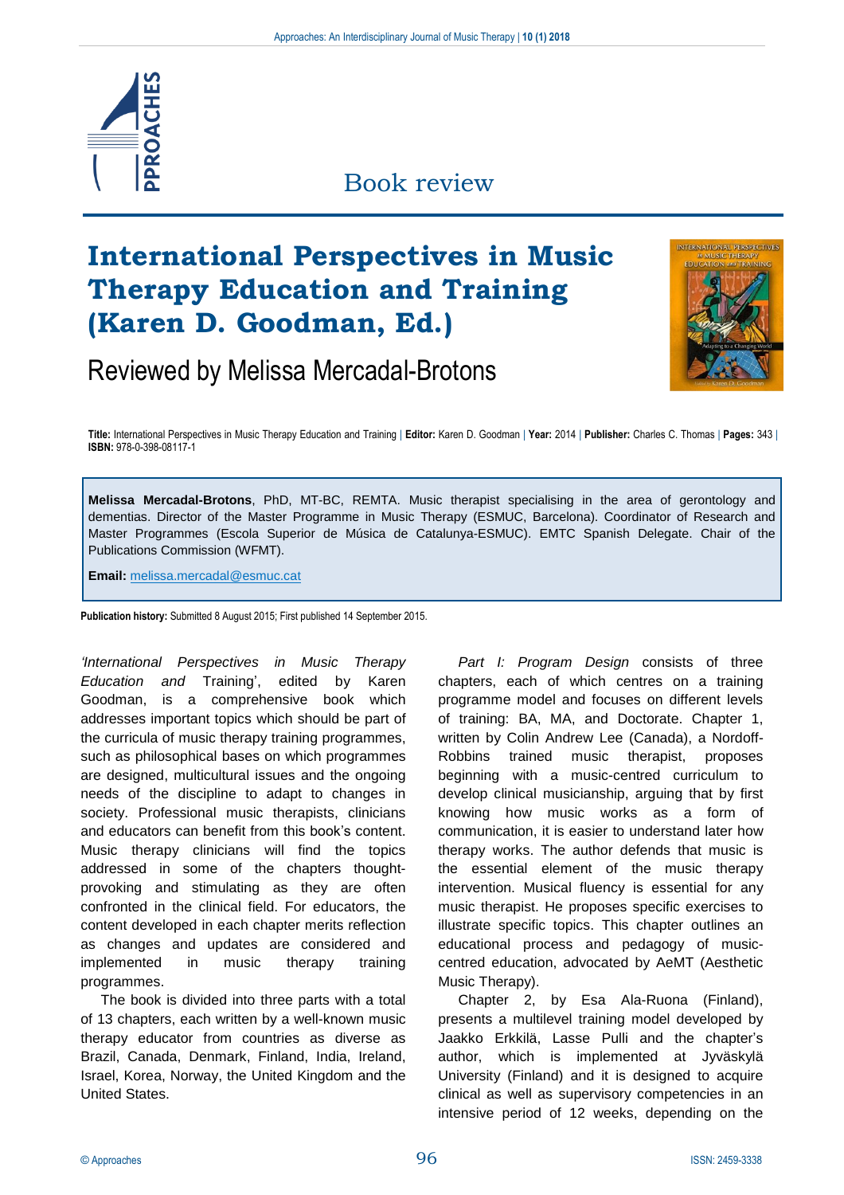Book review

# International Perspectives in Music Therapy Education and Training (Karen D. Goodman, Ed.)

## Reviewed by Melissa Mercadal-Brotons

**Title:** International Perspectives in Music Therapy Education and Training | **Editor:** Karen D. Goodman | **Year:** 2014 | **Publisher:** Charles C. Thomas | **Pages:** 343 | **ISBN:** 978-0-398-08117-1

**Melissa Mercadal-Brotons**, PhD, MT-BC, REMTA. Music therapist specialising in the area of gerontology and dementias. Director of the Master Programme in Music Therapy (ESMUC, Barcelona). Coordinator of Research and Master Programmes (Escola Superior de Música de Catalunya-ESMUC). EMTC Spanish Delegate. Chair of the Publications Commission (WFMT).

**Email:** melissa.mercadal@esmuc.cat

**Publication history:** Submitted 8 August 2015; First published 14 September 2015.

*'International Perspectives in Music Therapy Education and* Training', edited by Karen Goodman, is a comprehensive book which addresses important topics which should be part of the curricula of music therapy training programmes, such as philosophical bases on which programmes are designed, multicultural issues and the ongoing needs of the discipline to adapt to changes in society. Professional music therapists, clinicians and educators can benefit from this book's content. Music therapy clinicians will find the topics addressed in some of the chapters thought-provoking and stimulating as they are often confronted in the clinical field. For educators, the content developed in each chapter merits reflection as changes and updates are considered and implemented in music therapy training programmes.

The book is divided into three parts with a total of 13 chapters, each written by a well-known music therapy educator from countries as diverse as Brazil, Canada, Denmark, Finland, India, Ireland, Israel, Korea, Norway, the United Kingdom and the United States.

*Part I: Program Design* consists of three chapters, each of which centres on a training programme model and focuses on different levels of training: BA, MA, and Doctorate. Chapter 1, written by Colin Andrew Lee (Canada), a Nordoff-Robbins trained music therapist, proposes beginning with a music-centred curriculum to develop clinical musicianship, arguing that by first knowing how music works as a form of communication, it is easier to understand later how therapy works. The author defends that music is the essential element of the music therapy intervention. Musical fluency is essential for any music therapist. He proposes specific exercises to illustrate specific topics. This chapter outlines an educational process and pedagogy of music-centred education, advocated by AeMT (Aesthetic Music Therapy).

Chapter 2, by Esa Ala-Ruona (Finland), presents a multilevel training model developed by Jaakko Erkkilä, Lasse Pulli and the chapter's author, which is implemented at Jyväskylä University (Finland) and it is designed to acquire clinical as well as supervisory competencies in an intensive period of 12 weeks, depending on the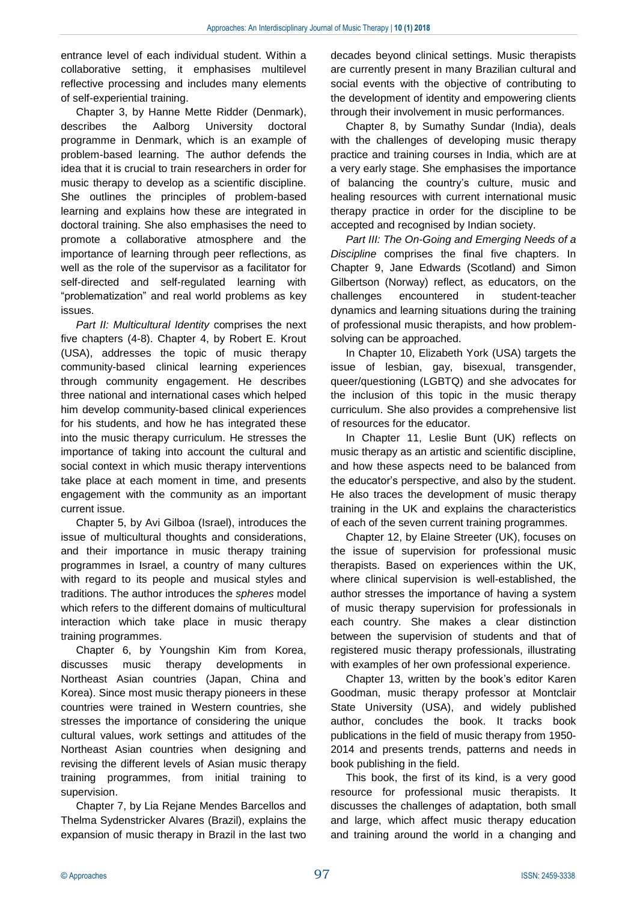entrance level of each individual student. Within a collaborative setting, it emphasises multilevel reflective processing and includes many elements of self-experiential training.

Chapter 3, by Hanne Mette Ridder (Denmark), describes the Aalborg University doctoral programme in Denmark, which is an example of problem-based learning. The author defends the idea that it is crucial to train researchers in order for music therapy to develop as a scientific discipline. She outlines the principles of problem-based learning and explains how these are integrated in doctoral training. She also emphasises the need to promote a collaborative atmosphere and the importance of learning through peer reflections, as well as the role of the supervisor as a facilitator for self-directed and self-regulated learning with "problematization" and real world problems as key issues.

*Part II: Multicultural Identity* comprises the next five chapters (4-8). Chapter 4, by Robert E. Krout (USA), addresses the topic of music therapy community-based clinical learning experiences through community engagement. He describes three national and international cases which helped him develop community-based clinical experiences for his students, and how he has integrated these into the music therapy curriculum. He stresses the importance of taking into account the cultural and social context in which music therapy interventions take place at each moment in time, and presents engagement with the community as an important current issue.

Chapter 5, by Avi Gilboa (Israel), introduces the issue of multicultural thoughts and considerations, and their importance in music therapy training programmes in Israel, a country of many cultures with regard to its people and musical styles and traditions. The author introduces the *spheres* model which refers to the different domains of multicultural interaction which take place in music therapy training programmes.

Chapter 6, by Youngshin Kim from Korea, discusses music therapy developments in Northeast Asian countries (Japan, China and Korea). Since most music therapy pioneers in these countries were trained in Western countries, she stresses the importance of considering the unique cultural values, work settings and attitudes of the Northeast Asian countries when designing and revising the different levels of Asian music therapy training programmes, from initial training to supervision.

Chapter 7, by Lia Rejane Mendes Barcellos and Thelma Sydenstricker Alvares (Brazil), explains the expansion of music therapy in Brazil in the last two decades beyond clinical settings. Music therapists are currently present in many Brazilian cultural and social events with the objective of contributing to the development of identity and empowering clients through their involvement in music performances.

Chapter 8, by Sumathy Sundar (India), deals with the challenges of developing music therapy practice and training courses in India, which are at a very early stage. She emphasises the importance of balancing the country's culture, music and healing resources with current international music therapy practice in order for the discipline to be accepted and recognised by Indian society.

*Part III: The On-Going and Emerging Needs of a Discipline* comprises the final five chapters. In Chapter 9, Jane Edwards (Scotland) and Simon Gilbertson (Norway) reflect, as educators, on the challenges encountered in student-teacher dynamics and learning situations during the training of professional music therapists, and how problem-solving can be approached.

In Chapter 10, Elizabeth York (USA) targets the issue of lesbian, gay, bisexual, transgender, queer/questioning (LGBTQ) and she advocates for the inclusion of this topic in the music therapy curriculum. She also provides a comprehensive list of resources for the educator.

In Chapter 11, Leslie Bunt (UK) reflects on music therapy as an artistic and scientific discipline, and how these aspects need to be balanced from the educator's perspective, and also by the student. He also traces the development of music therapy training in the UK and explains the characteristics of each of the seven current training programmes.

Chapter 12, by Elaine Streeter (UK), focuses on the issue of supervision for professional music therapists. Based on experiences within the UK, where clinical supervision is well-established, the author stresses the importance of having a system of music therapy supervision for professionals in each country. She makes a clear distinction between the supervision of students and that of registered music therapy professionals, illustrating with examples of her own professional experience.

Chapter 13, written by the book's editor Karen Goodman, music therapy professor at Montclair State University (USA), and widely published author, concludes the book. It tracks book publications in the field of music therapy from 1950-2014 and presents trends, patterns and needs in book publishing in the field.

This book, the first of its kind, is a very good resource for professional music therapists. It discusses the challenges of adaptation, both small and large, which affect music therapy education and training around the world in a changing and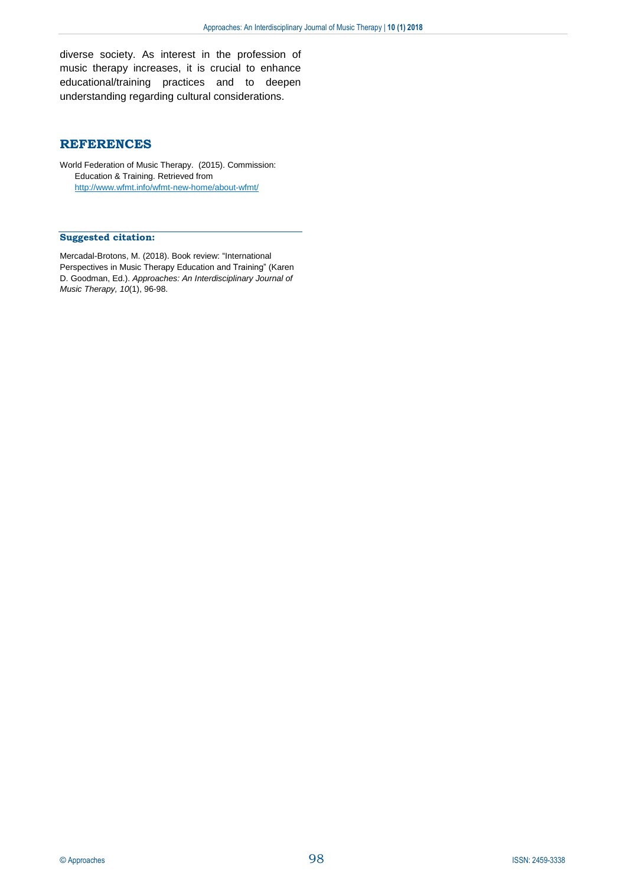diverse society. As interest in the profession of music therapy increases, it is crucial to enhance educational/training practices and to deepen understanding regarding cultural considerations.

## REFERENCES

World Federation of Music Therapy. (2015). Commission: Education & Training. Retrieved from http://www.wfmt.info/wfmt-new-home/about-wfmt/

**Suggested citation:**

Mercadal-Brotons, M. (2018). Book review: "International Perspectives in Music Therapy Education and Training" (Karen D. Goodman, Ed.). *Approaches: An Interdisciplinary Journal of Music Therapy, 10*(1), 96-98.